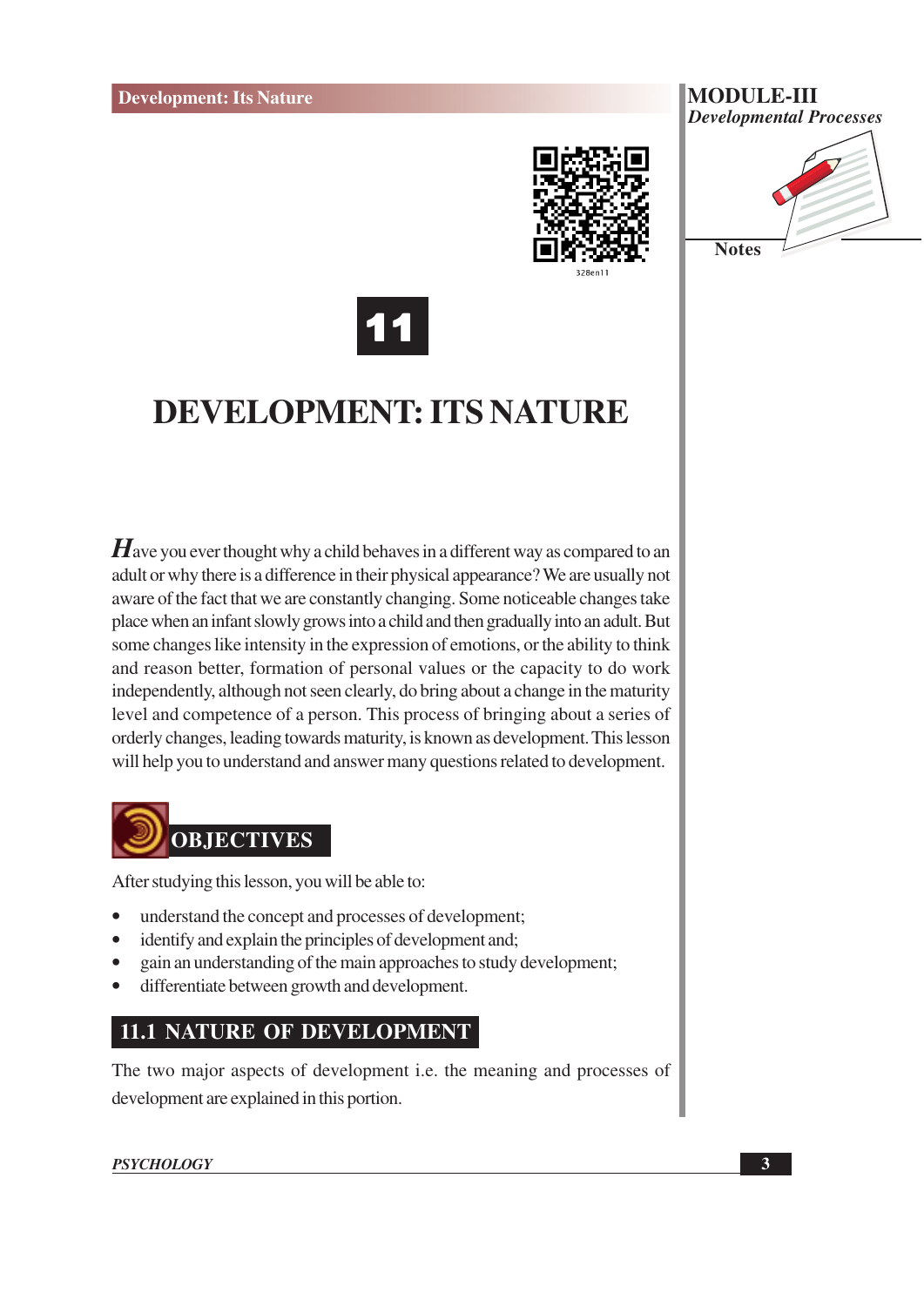# 11

# DEVELOPMENT: ITS NATURE

*H*ave you ever thought why a child behaves in a different way as compared to an adult or why there is a difference in their physical appearance? We are usually not aware of the fact that we are constantly changing. Some noticeable changes take place when an infant slowly grows into a child and then gradually into an adult. But some changes like intensity in the expression of emotions, or the ability to think and reason better, formation of personal values or the capacity to do work independently, although not seen clearly, do bring about a change in the maturity level and competence of a person. This process of bringing about a series of orderly changes, leading towards maturity, is known as development. This lesson will help you to understand and answer many questions related to development.

## OBJECTIVES

After studying this lesson, you will be able to:

- understand the concept and processes of development;
- identify and explain the principles of development and;
- gain an understanding of the main approaches to study development;
- differentiate between growth and development.

## 11.1 NATURE OF DEVELOPMENT

The two major aspects of development i.e. the meaning and processes of development are explained in this portion.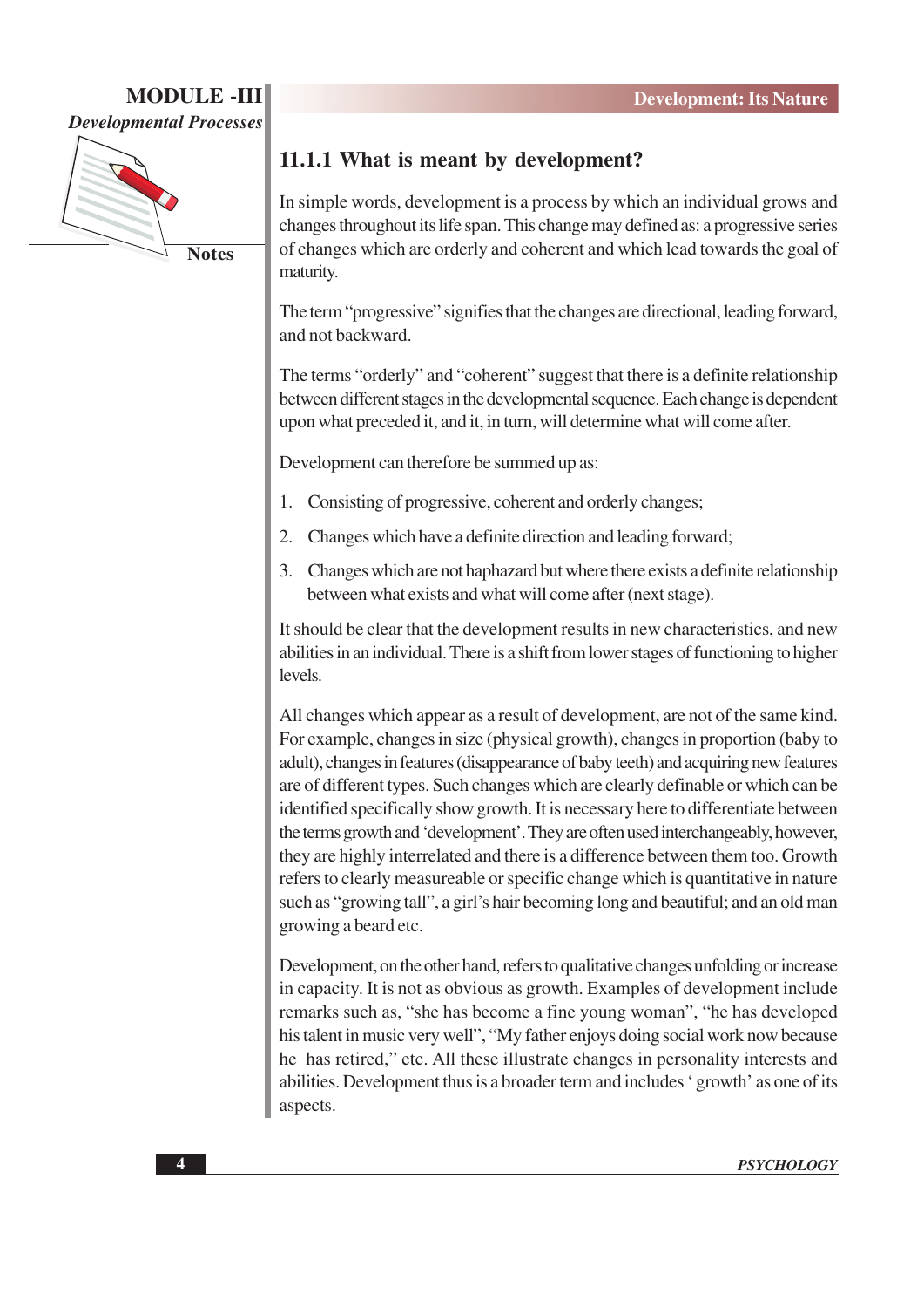### 11.1.1 What is meant by development?

In simple words, development is a process by which an individual grows and changes throughout its life span. This change may defined as: a progressive series of changes which are orderly and coherent and which lead towards the goal of maturity.

The term "progressive" signifies that the changes are directional, leading forward, and not backward.

The terms "orderly" and "coherent" suggest that there is a definite relationship between different stages in the developmental sequence. Each change is dependent upon what preceded it, and it, in turn, will determine what will come after.

Development can therefore be summed up as:

1. Consisting of progressive, coherent and orderly changes;
2. Changes which have a definite direction and leading forward;
3. Changes which are not haphazard but where there exists a definite relationship between what exists and what will come after (next stage).

It should be clear that the development results in new characteristics, and new abilities in an individual. There is a shift from lower stages of functioning to higher levels.

All changes which appear as a result of development, are not of the same kind. For example, changes in size (physical growth), changes in proportion (baby to adult), changes in features (disappearance of baby teeth) and acquiring new features are of different types. Such changes which are clearly definable or which can be identified specifically show growth. It is necessary here to differentiate between the terms growth and 'development'. They are often used interchangeably, however, they are highly interrelated and there is a difference between them too. Growth refers to clearly measureable or specific change which is quantitative in nature such as "growing tall", a girl's hair becoming long and beautiful; and an old man growing a beard etc.

Development, on the other hand, refers to qualitative changes unfolding or increase in capacity. It is not as obvious as growth. Examples of development include remarks such as, "she has become a fine young woman", "he has developed his talent in music very well", "My father enjoys doing social work now because he has retired," etc. All these illustrate changes in personality interests and abilities. Development thus is a broader term and includes ' growth' as one of its aspects.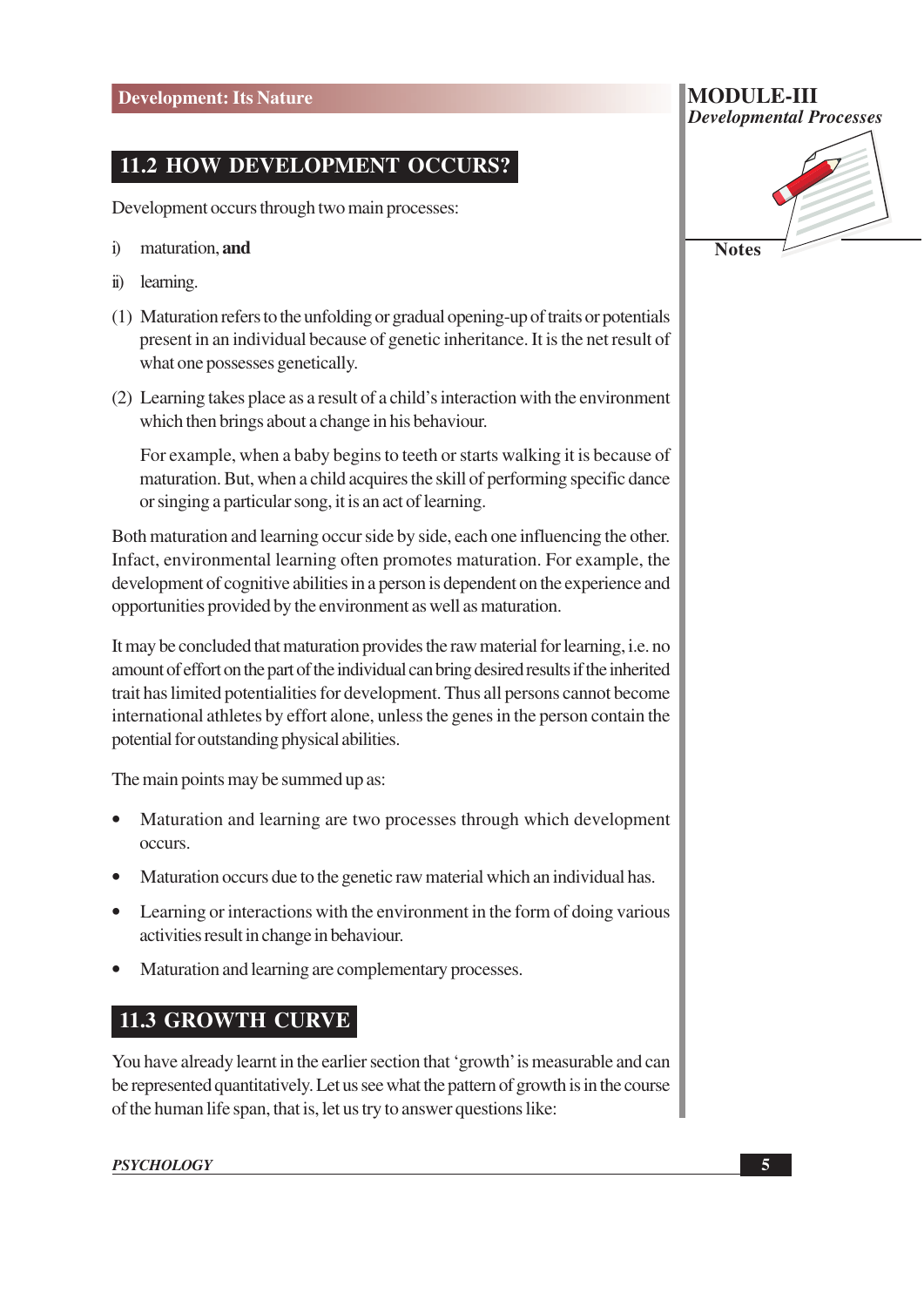## 11.2 HOW DEVELOPMENT OCCURS?

Development occurs through two main processes:

i) maturation, **and**

ii) learning.

(1) Maturation refers to the unfolding or gradual opening-up of traits or potentials present in an individual because of genetic inheritance. It is the net result of what one possesses genetically.

(2) Learning takes place as a result of a child's interaction with the environment which then brings about a change in his behaviour.

For example, when a baby begins to teeth or starts walking it is because of maturation. But, when a child acquires the skill of performing specific dance or singing a particular song, it is an act of learning.

Both maturation and learning occur side by side, each one influencing the other. Infact, environmental learning often promotes maturation. For example, the development of cognitive abilities in a person is dependent on the experience and opportunities provided by the environment as well as maturation.

It may be concluded that maturation provides the raw material for learning, i.e. no amount of effort on the part of the individual can bring desired results if the inherited trait has limited potentialities for development. Thus all persons cannot become international athletes by effort alone, unless the genes in the person contain the potential for outstanding physical abilities.

The main points may be summed up as:

- Maturation and learning are two processes through which development occurs.
- Maturation occurs due to the genetic raw material which an individual has.
- Learning or interactions with the environment in the form of doing various activities result in change in behaviour.
- Maturation and learning are complementary processes.

## 11.3 GROWTH CURVE

You have already learnt in the earlier section that 'growth' is measurable and can be represented quantitatively. Let us see what the pattern of growth is in the course of the human life span, that is, let us try to answer questions like: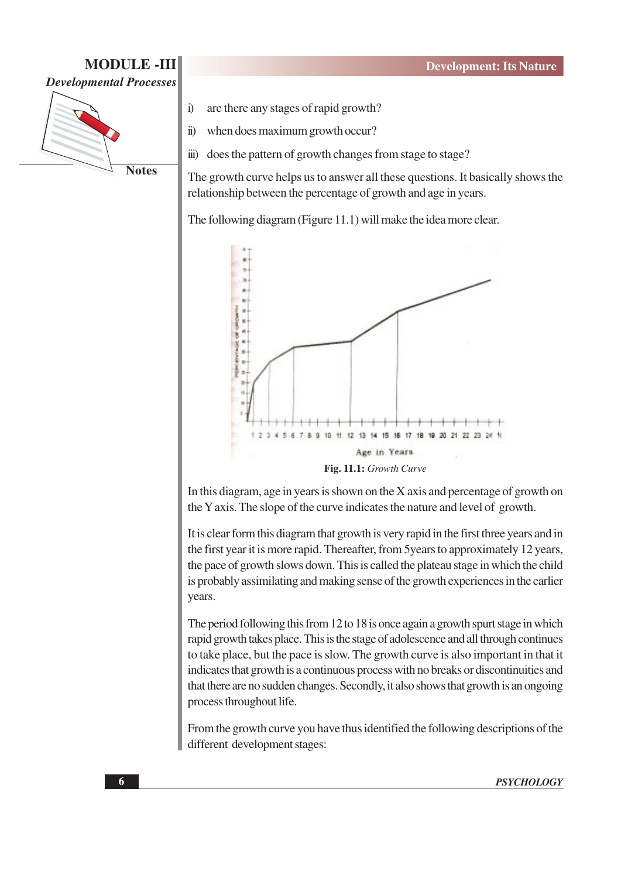i) are there any stages of rapid growth?

ii) when does maximum growth occur?

iii) does the pattern of growth changes from stage to stage?

The growth curve helps us to answer all these questions. It basically shows the relationship between the percentage of growth and age in years.

The following diagram (Figure 11.1) will make the idea more clear.

**Fig. 11.1:** *Growth Curve*

In this diagram, age in years is shown on the X axis and percentage of growth on the Y axis. The slope of the curve indicates the nature and level of growth.

It is clear form this diagram that growth is very rapid in the first three years and in the first year it is more rapid. Thereafter, from 5years to approximately 12 years, the pace of growth slows down. This is called the plateau stage in which the child is probably assimilating and making sense of the growth experiences in the earlier years.

The period following this from 12 to 18 is once again a growth spurt stage in which rapid growth takes place. This is the stage of adolescence and all through continues to take place, but the pace is slow. The growth curve is also important in that it indicates that growth is a continuous process with no breaks or discontinuities and that there are no sudden changes. Secondly, it also shows that growth is an ongoing process throughout life.

From the growth curve you have thus identified the following descriptions of the different development stages: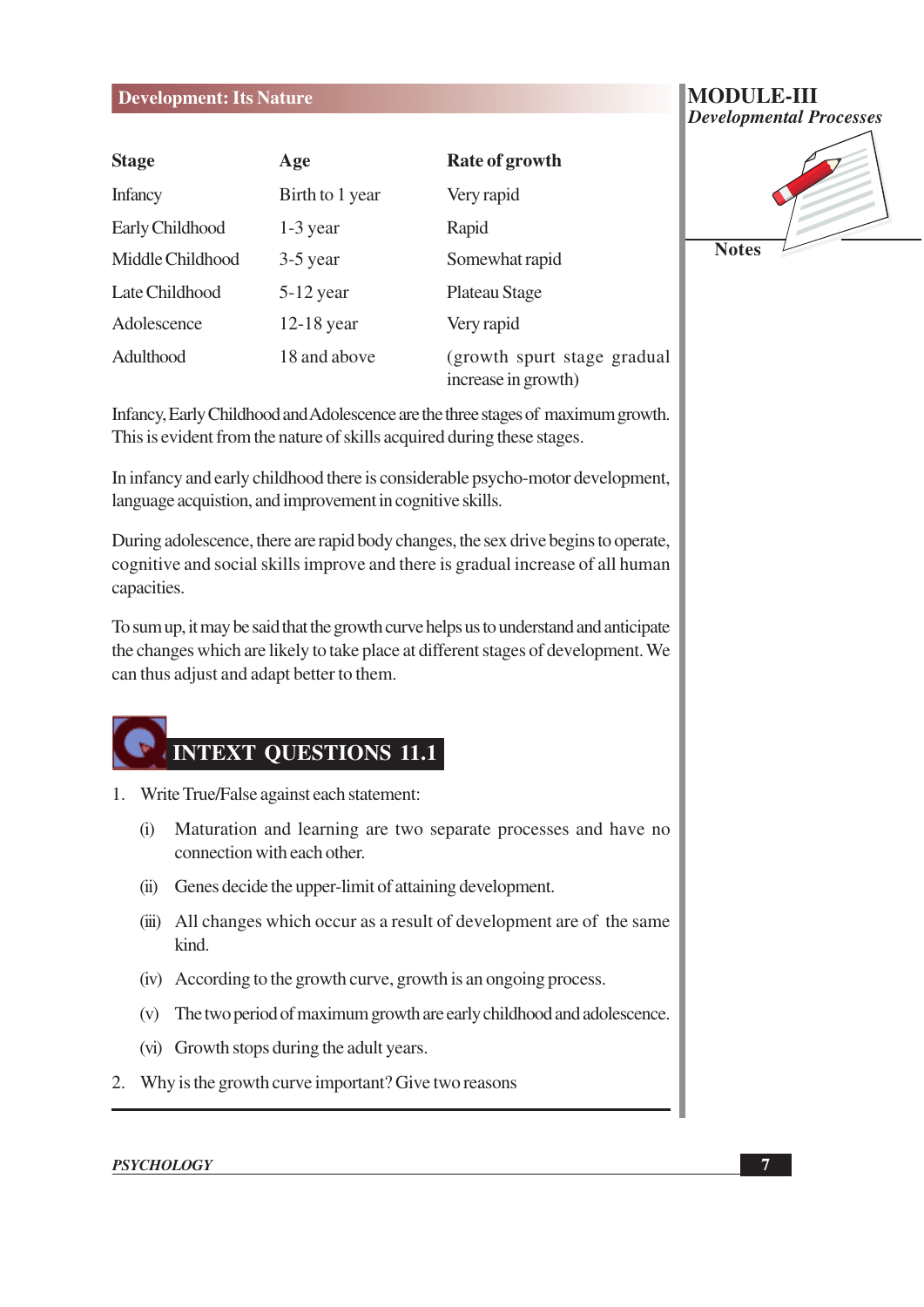| Stage | Age | Rate of growth |
|---|---|---|
| Infancy | Birth to 1 year | Very rapid |
| Early Childhood | 1-3 year | Rapid |
| Middle Childhood | 3-5 year | Somewhat rapid |
| Late Childhood | 5-12 year | Plateau Stage |
| Adolescence | 12-18 year | Very rapid |
| Adulthood | 18 and above | (growth spurt stage gradual increase in growth) |

Infancy, Early Childhood and Adolescence are the three stages of maximum growth. This is evident from the nature of skills acquired during these stages.

In infancy and early childhood there is considerable psycho-motor development, language acquistion, and improvement in cognitive skills.

During adolescence, there are rapid body changes, the sex drive begins to operate, cognitive and social skills improve and there is gradual increase of all human capacities.

To sum up, it may be said that the growth curve helps us to understand and anticipate the changes which are likely to take place at different stages of development. We can thus adjust and adapt better to them.

## INTEXT QUESTIONS 11.1

1. Write True/False against each statement:
   - (i) Maturation and learning are two separate processes and have no connection with each other.
   - (ii) Genes decide the upper-limit of attaining development.
   - (iii) All changes which occur as a result of development are of the same kind.
   - (iv) According to the growth curve, growth is an ongoing process.
   - (v) The two period of maximum growth are early childhood and adolescence.
   - (vi) Growth stops during the adult years.
2. Why is the growth curve important? Give two reasons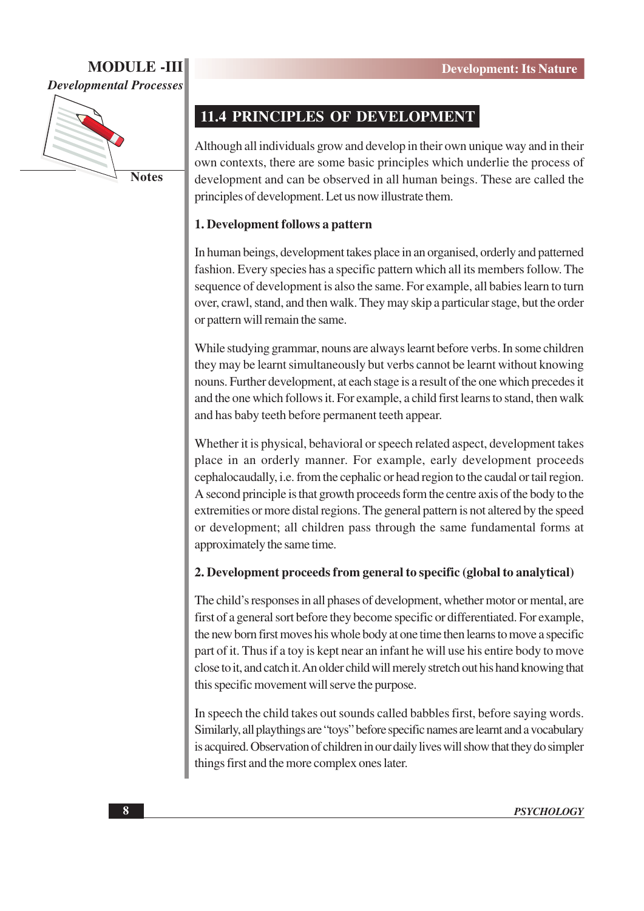## 11.4 PRINCIPLES OF DEVELOPMENT

Although all individuals grow and develop in their own unique way and in their own contexts, there are some basic principles which underlie the process of development and can be observed in all human beings. These are called the principles of development. Let us now illustrate them.

**1. Development follows a pattern**

In human beings, development takes place in an organised, orderly and patterned fashion. Every species has a specific pattern which all its members follow. The sequence of development is also the same. For example, all babies learn to turn over, crawl, stand, and then walk. They may skip a particular stage, but the order or pattern will remain the same.

While studying grammar, nouns are always learnt before verbs. In some children they may be learnt simultaneously but verbs cannot be learnt without knowing nouns. Further development, at each stage is a result of the one which precedes it and the one which follows it. For example, a child first learns to stand, then walk and has baby teeth before permanent teeth appear.

Whether it is physical, behavioral or speech related aspect, development takes place in an orderly manner. For example, early development proceeds cephalocaudally, i.e. from the cephalic or head region to the caudal or tail region. A second principle is that growth proceeds form the centre axis of the body to the extremities or more distal regions. The general pattern is not altered by the speed or development; all children pass through the same fundamental forms at approximately the same time.

**2. Development proceeds from general to specific (global to analytical)**

The child's responses in all phases of development, whether motor or mental, are first of a general sort before they become specific or differentiated. For example, the new born first moves his whole body at one time then learns to move a specific part of it. Thus if a toy is kept near an infant he will use his entire body to move close to it, and catch it. An older child will merely stretch out his hand knowing that this specific movement will serve the purpose.

In speech the child takes out sounds called babbles first, before saying words. Similarly, all playthings are "toys" before specific names are learnt and a vocabulary is acquired. Observation of children in our daily lives will show that they do simpler things first and the more complex ones later.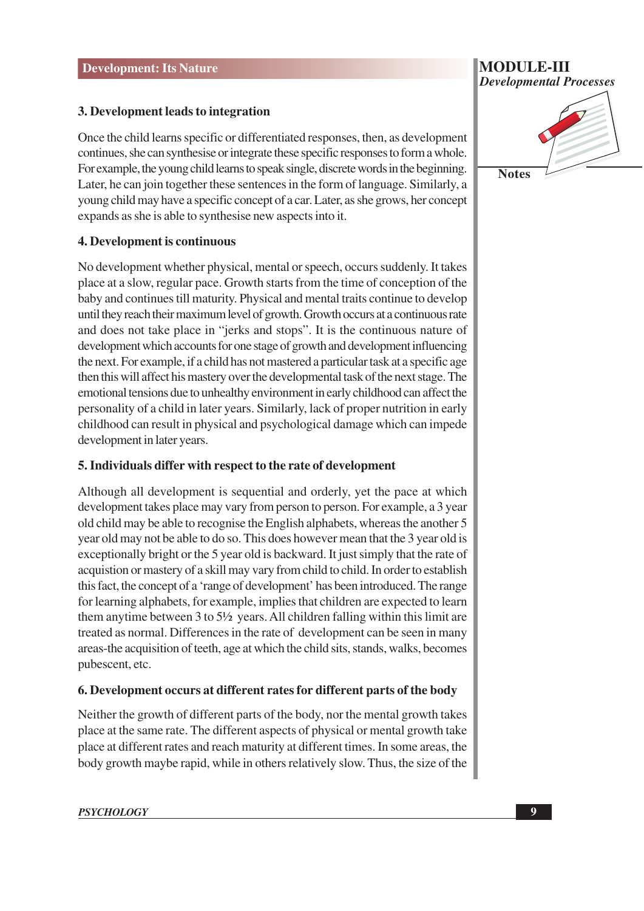### 3. Development leads to integration

Once the child learns specific or differentiated responses, then, as development continues, she can synthesise or integrate these specific responses to form a whole. For example, the young child learns to speak single, discrete words in the beginning. Later, he can join together these sentences in the form of language. Similarly, a young child may have a specific concept of a car. Later, as she grows, her concept expands as she is able to synthesise new aspects into it.

### 4. Development is continuous

No development whether physical, mental or speech, occurs suddenly. It takes place at a slow, regular pace. Growth starts from the time of conception of the baby and continues till maturity. Physical and mental traits continue to develop until they reach their maximum level of growth. Growth occurs at a continuous rate and does not take place in "jerks and stops". It is the continuous nature of development which accounts for one stage of growth and development influencing the next. For example, if a child has not mastered a particular task at a specific age then this will affect his mastery over the developmental task of the next stage. The emotional tensions due to unhealthy environment in early childhood can affect the personality of a child in later years. Similarly, lack of proper nutrition in early childhood can result in physical and psychological damage which can impede development in later years.

### 5. Individuals differ with respect to the rate of development

Although all development is sequential and orderly, yet the pace at which development takes place may vary from person to person. For example, a 3 year old child may be able to recognise the English alphabets, whereas the another 5 year old may not be able to do so. This does however mean that the 3 year old is exceptionally bright or the 5 year old is backward. It just simply that the rate of acquistion or mastery of a skill may vary from child to child. In order to establish this fact, the concept of a 'range of development' has been introduced. The range for learning alphabets, for example, implies that children are expected to learn them anytime between 3 to 5½ years. All children falling within this limit are treated as normal. Differences in the rate of development can be seen in many areas-the acquisition of teeth, age at which the child sits, stands, walks, becomes pubescent, etc.

### 6. Development occurs at different rates for different parts of the body

Neither the growth of different parts of the body, nor the mental growth takes place at the same rate. The different aspects of physical or mental growth take place at different rates and reach maturity at different times. In some areas, the body growth maybe rapid, while in others relatively slow. Thus, the size of the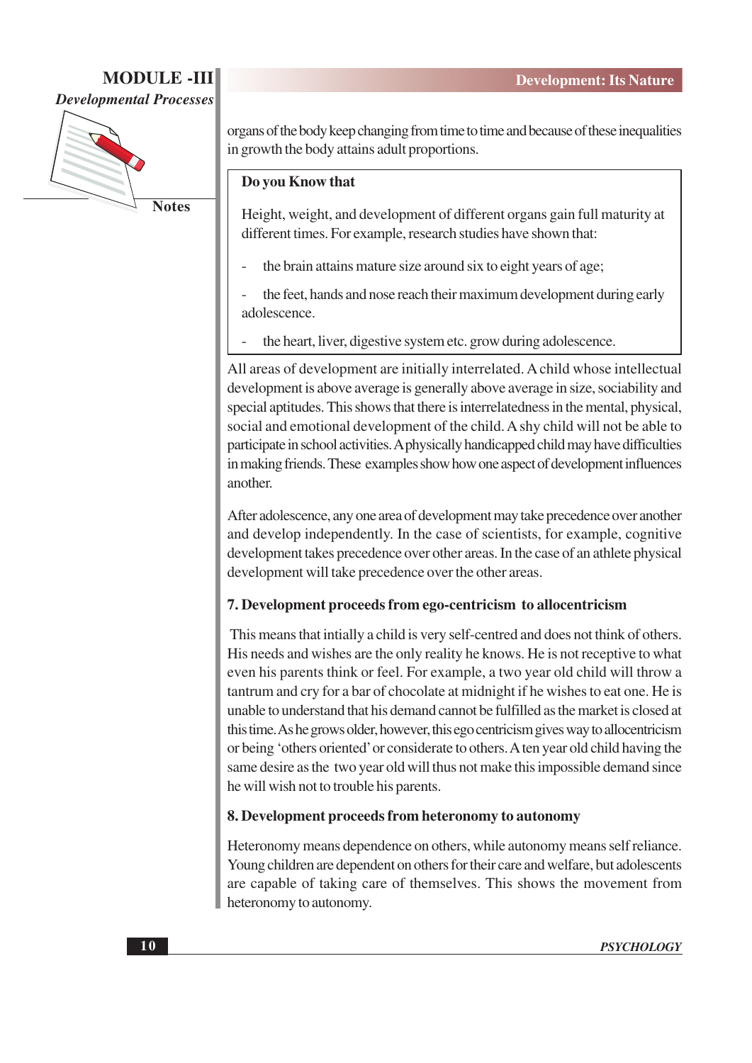organs of the body keep changing from time to time and because of these inequalities in growth the body attains adult proportions.

> **Do you Know that**
>
> Height, weight, and development of different organs gain full maturity at different times. For example, research studies have shown that:
>
> - the brain attains mature size around six to eight years of age;
> - the feet, hands and nose reach their maximum development during early adolescence.
> - the heart, liver, digestive system etc. grow during adolescence.

All areas of development are initially interrelated. A child whose intellectual development is above average is generally above average in size, sociability and special aptitudes. This shows that there is interrelatedness in the mental, physical, social and emotional development of the child. A shy child will not be able to participate in school activities. A physically handicapped child may have difficulties in making friends. These examples show how one aspect of development influences another.

After adolescence, any one area of development may take precedence over another and develop independently. In the case of scientists, for example, cognitive development takes precedence over other areas. In the case of an athlete physical development will take precedence over the other areas.

### 7. Development proceeds from ego-centricism to allocentricism

This means that intially a child is very self-centred and does not think of others. His needs and wishes are the only reality he knows. He is not receptive to what even his parents think or feel. For example, a two year old child will throw a tantrum and cry for a bar of chocolate at midnight if he wishes to eat one. He is unable to understand that his demand cannot be fulfilled as the market is closed at this time. As he grows older, however, this ego centricism gives way to allocentricism or being 'others oriented' or considerate to others. A ten year old child having the same desire as the two year old will thus not make this impossible demand since he will wish not to trouble his parents.

### 8. Development proceeds from heteronomy to autonomy

Heteronomy means dependence on others, while autonomy means self reliance. Young children are dependent on others for their care and welfare, but adolescents are capable of taking care of themselves. This shows the movement from heteronomy to autonomy.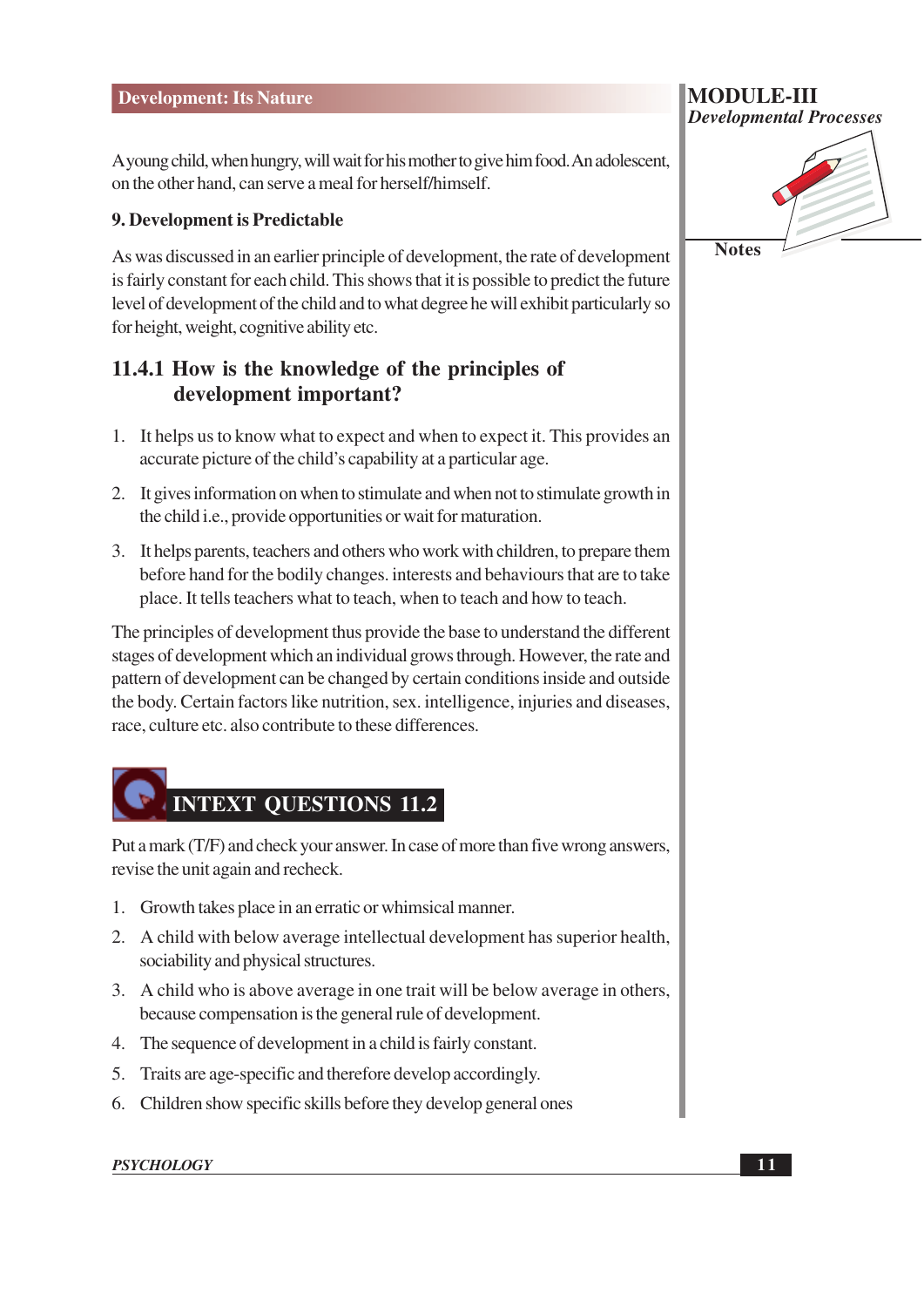A young child, when hungry, will wait for his mother to give him food. An adolescent, on the other hand, can serve a meal for herself/himself.

**9. Development is Predictable**

As was discussed in an earlier principle of development, the rate of development is fairly constant for each child. This shows that it is possible to predict the future level of development of the child and to what degree he will exhibit particularly so for height, weight, cognitive ability etc.

### 11.4.1 How is the knowledge of the principles of development important?

1. It helps us to know what to expect and when to expect it. This provides an accurate picture of the child's capability at a particular age.
2. It gives information on when to stimulate and when not to stimulate growth in the child i.e., provide opportunities or wait for maturation.
3. It helps parents, teachers and others who work with children, to prepare them before hand for the bodily changes. interests and behaviours that are to take place. It tells teachers what to teach, when to teach and how to teach.

The principles of development thus provide the base to understand the different stages of development which an individual grows through. However, the rate and pattern of development can be changed by certain conditions inside and outside the body. Certain factors like nutrition, sex. intelligence, injuries and diseases, race, culture etc. also contribute to these differences.

## INTEXT QUESTIONS 11.2

Put a mark (T/F) and check your answer. In case of more than five wrong answers, revise the unit again and recheck.

1. Growth takes place in an erratic or whimsical manner.
2. A child with below average intellectual development has superior health, sociability and physical structures.
3. A child who is above average in one trait will be below average in others, because compensation is the general rule of development.
4. The sequence of development in a child is fairly constant.
5. Traits are age-specific and therefore develop accordingly.
6. Children show specific skills before they develop general ones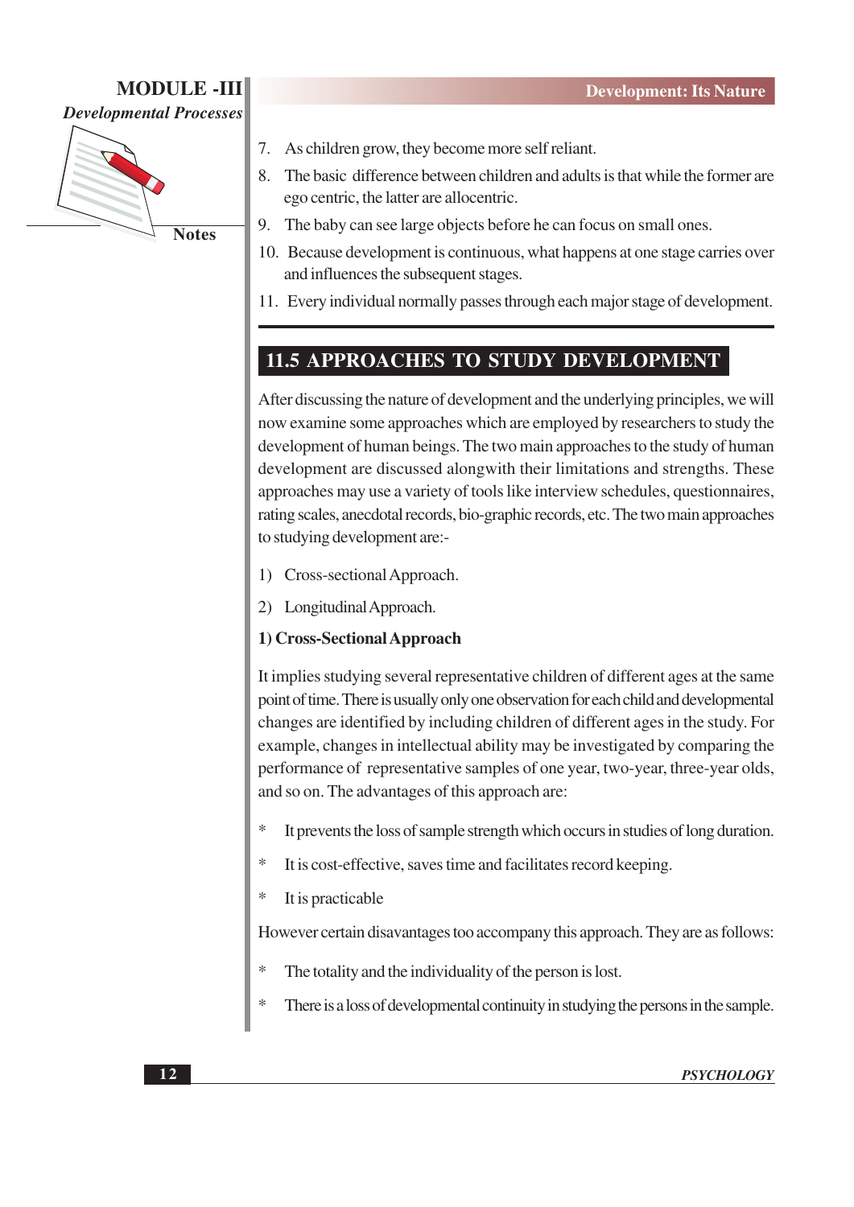7. As children grow, they become more self reliant.
8. The basic difference between children and adults is that while the former are ego centric, the latter are allocentric.
9. The baby can see large objects before he can focus on small ones.
10. Because development is continuous, what happens at one stage carries over and influences the subsequent stages.
11. Every individual normally passes through each major stage of development.

## 11.5 APPROACHES TO STUDY DEVELOPMENT

After discussing the nature of development and the underlying principles, we will now examine some approaches which are employed by researchers to study the development of human beings. The two main approaches to the study of human development are discussed alongwith their limitations and strengths. These approaches may use a variety of tools like interview schedules, questionnaires, rating scales, anecdotal records, bio-graphic records, etc. The two main approaches to studying development are:-

1) Cross-sectional Approach.
2) Longitudinal Approach.

**1) Cross-Sectional Approach**

It implies studying several representative children of different ages at the same point of time. There is usually only one observation for each child and developmental changes are identified by including children of different ages in the study. For example, changes in intellectual ability may be investigated by comparing the performance of representative samples of one year, two-year, three-year olds, and so on. The advantages of this approach are:

- It prevents the loss of sample strength which occurs in studies of long duration.
- It is cost-effective, saves time and facilitates record keeping.
- It is practicable

However certain disavantages too accompany this approach. They are as follows:

- The totality and the individuality of the person is lost.
- There is a loss of developmental continuity in studying the persons in the sample.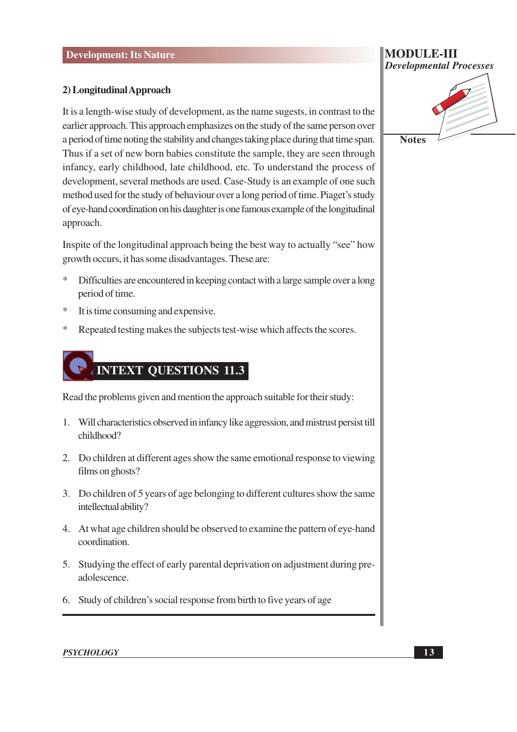### 2) Longitudinal Approach

It is a length-wise study of development, as the name sugests, in contrast to the earlier approach. This approach emphasizes on the study of the same person over a period of time noting the stability and changes taking place during that time span. Thus if a set of new born babies constitute the sample, they are seen through infancy, early childhood, late childhood, etc. To understand the process of development, several methods are used. Case-Study is an example of one such method used for the study of behaviour over a long period of time. Piaget's study of eye-hand coordination on his daughter is one famous example of the longitudinal approach.

Inspite of the longitudinal approach being the best way to actually "see" how growth occurs, it has some disadvantages. These are:

* Difficulties are encountered in keeping contact with a large sample over a long period of time.
* It is time consuming and expensive.
* Repeated testing makes the subjects test-wise which affects the scores.

## INTEXT QUESTIONS 11.3

Read the problems given and mention the approach suitable for their study:

1. Will characteristics observed in infancy like aggression, and mistrust persist till childhood?
2. Do children at different ages show the same emotional response to viewing films on ghosts?
3. Do children of 5 years of age belonging to different cultures show the same intellectual ability?
4. At what age children should be observed to examine the pattern of eye-hand coordination.
5. Studying the effect of early parental deprivation on adjustment during pre-adolescence.
6. Study of children's social response from birth to five years of age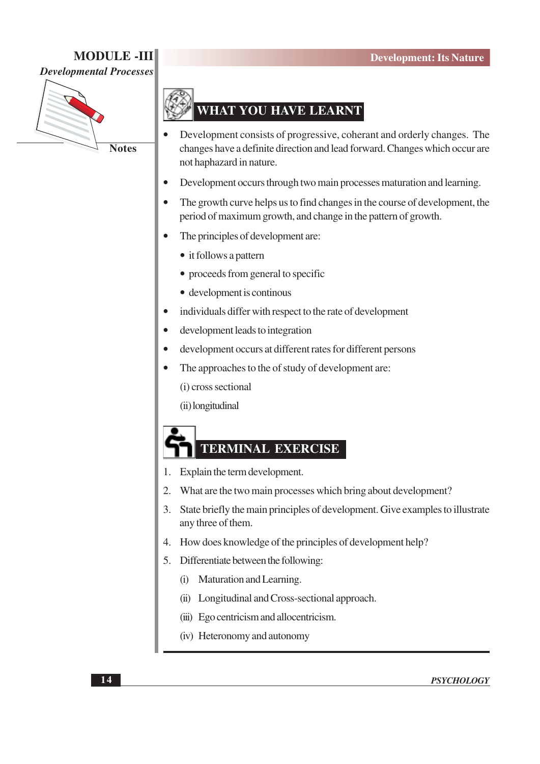## WHAT YOU HAVE LEARNT

- Development consists of progressive, coherant and orderly changes. The changes have a definite direction and lead forward. Changes which occur are not haphazard in nature.
- Development occurs through two main processes maturation and learning.
- The growth curve helps us to find changes in the course of development, the period of maximum growth, and change in the pattern of growth.
- The principles of development are:
  - it follows a pattern
  - proceeds from general to specific
  - development is continous
- individuals differ with respect to the rate of development
- development leads to integration
- development occurs at different rates for different persons
- The approaches to the of study of development are:

  (i) cross sectional

  (ii) longitudinal

## TERMINAL EXERCISE

1. Explain the term development.
2. What are the two main processes which bring about development?
3. State briefly the main principles of development. Give examples to illustrate any three of them.
4. How does knowledge of the principles of development help?
5. Differentiate between the following:

   (i) Maturation and Learning.

   (ii) Longitudinal and Cross-sectional approach.

   (iii) Ego centricism and allocentricism.

   (iv) Heteronomy and autonomy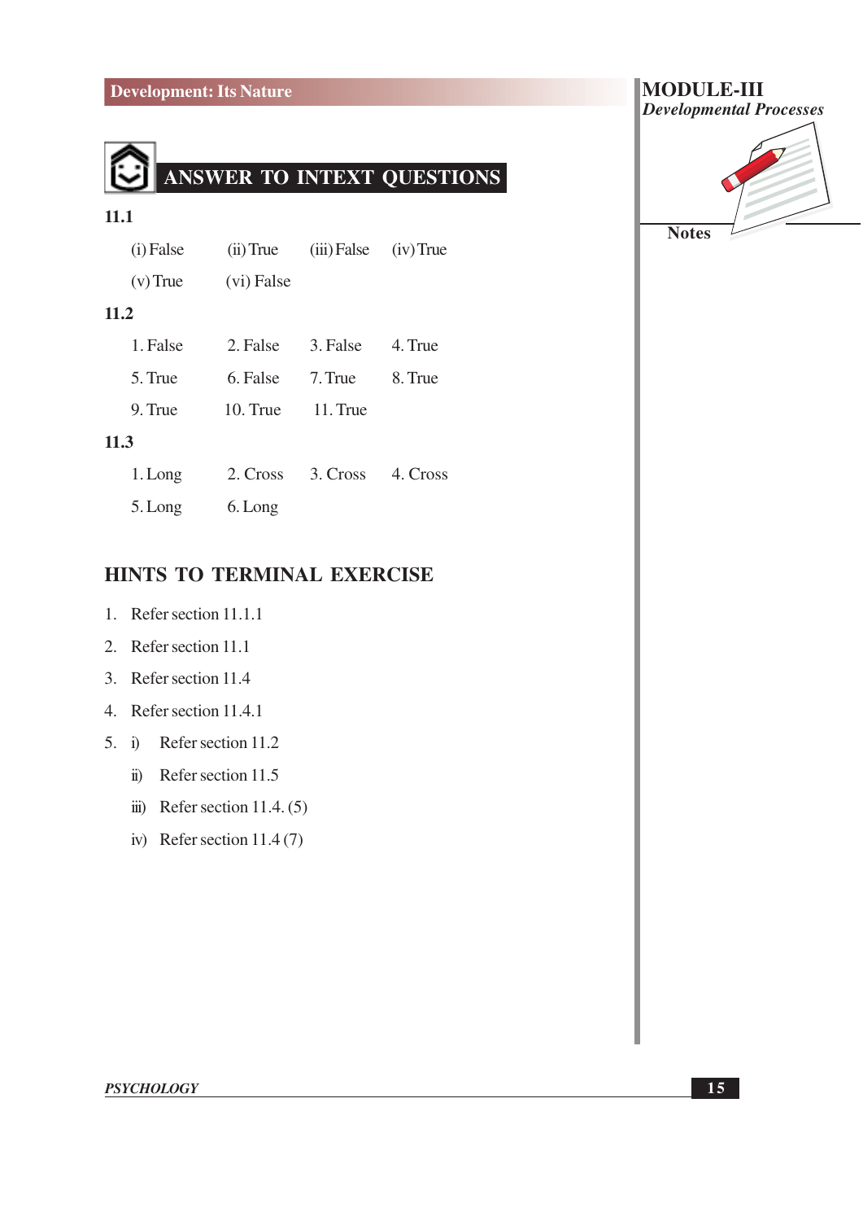## ANSWER TO INTEXT QUESTIONS

**11.1**

| | | | |
|---|---|---|---|
| (i) False | (ii) True | (iii) False | (iv) True |
| (v) True | (vi) False | | |

**11.2**

| | | | |
|---|---|---|---|
| 1. False | 2. False | 3. False | 4. True |
| 5. True | 6. False | 7. True | 8. True |
| 9. True | 10. True | 11. True | |

**11.3**

| | | | |
|---|---|---|---|
| 1. Long | 2. Cross | 3. Cross | 4. Cross |
| 5. Long | 6. Long | | |

## HINTS TO TERMINAL EXERCISE

1. Refer section 11.1.1
2. Refer section 11.1
3. Refer section 11.4
4. Refer section 11.4.1
5. i) Refer section 11.2
   ii) Refer section 11.5
   iii) Refer section 11.4. (5)
   iv) Refer section 11.4 (7)